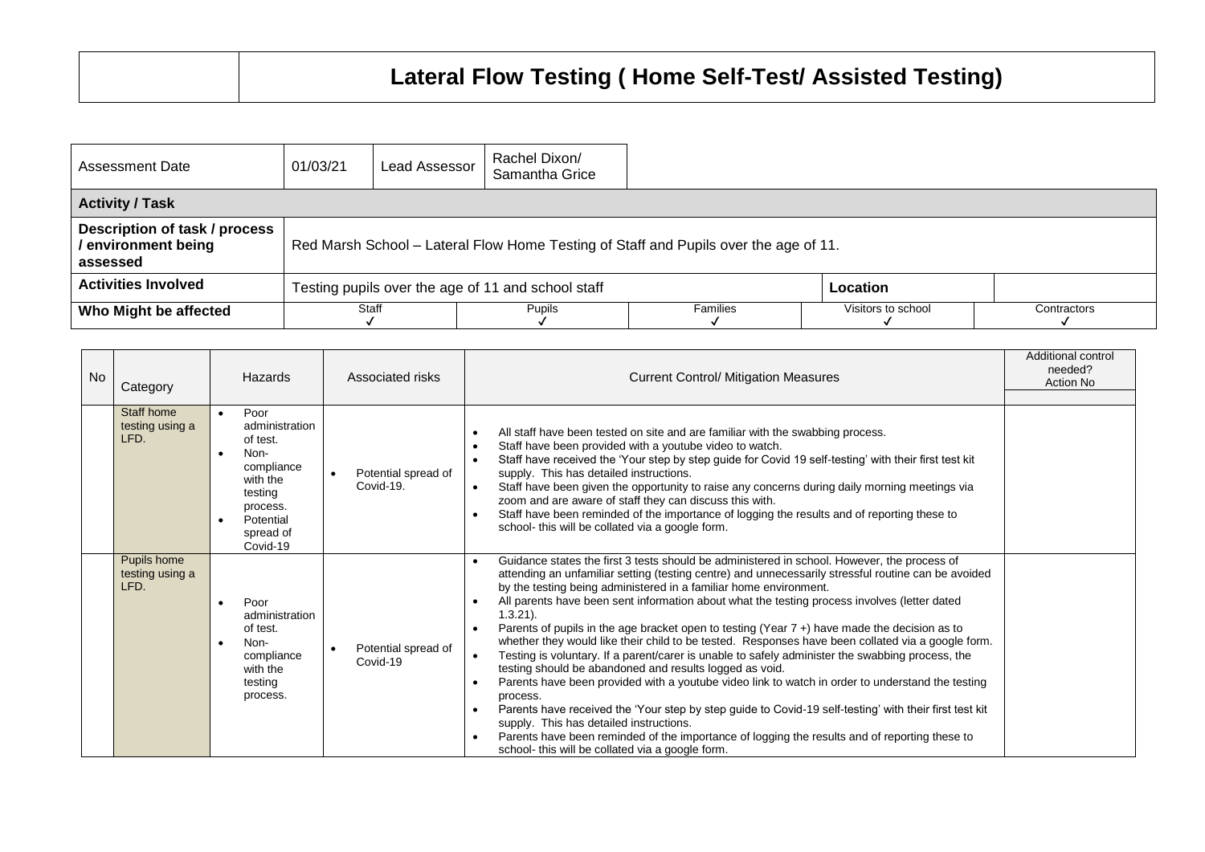# Lateral Flow Testing ( Home Self-Test/ Assisted Testing)

| Assessment Date | 01/03/21 | Lead Assessor | Rachel Dixon/ Samantha Grice | | |
|---|---|---|---|---|---|
| **Activity / Task** | | | | | |
| **Description of task / process / environment being assessed** | Red Marsh School – Lateral Flow Home Testing of Staff and Pupils over the age of 11. | | | | |
| **Activities Involved** | Testing pupils over the age of 11 and school staff | | | **Location** | |
| **Who Might be affected** | Staff ✓ | Pupils ✓ | Families ✓ | Visitors to school ✓ | Contractors ✓ |

| No | Category | Hazards | Associated risks | Current Control/ Mitigation Measures | Additional control needed? Action No |
|---|---|---|---|---|---|
| | Staff home testing using a LFD. | • Poor administration of test.<br>• Non-compliance with the testing process.<br>• Potential spread of Covid-19 | • Potential spread of Covid-19. | • All staff have been tested on site and are familiar with the swabbing process.<br>• Staff have been provided with a youtube video to watch.<br>• Staff have received the 'Your step by step guide for Covid 19 self-testing' with their first test kit supply. This has detailed instructions.<br>• Staff have been given the opportunity to raise any concerns during daily morning meetings via zoom and are aware of staff they can discuss this with.<br>• Staff have been reminded of the importance of logging the results and of reporting these to school- this will be collated via a google form. | |
| | Pupils home testing using a LFD. | • Poor administration of test.<br>• Non-compliance with the testing process. | • Potential spread of Covid-19 | • Guidance states the first 3 tests should be administered in school. However, the process of attending an unfamiliar setting (testing centre) and unnecessarily stressful routine can be avoided by the testing being administered in a familiar home environment.<br>• All parents have been sent information about what the testing process involves (letter dated 1.3.21).<br>• Parents of pupils in the age bracket open to testing (Year 7 +) have made the decision as to whether they would like their child to be tested. Responses have been collated via a google form.<br>• Testing is voluntary. If a parent/carer is unable to safely administer the swabbing process, the testing should be abandoned and results logged as void.<br>• Parents have been provided with a youtube video link to watch in order to understand the testing process.<br>• Parents have received the 'Your step by step guide to Covid-19 self-testing' with their first test kit supply. This has detailed instructions.<br>• Parents have been reminded of the importance of logging the results and of reporting these to school- this will be collated via a google form. | |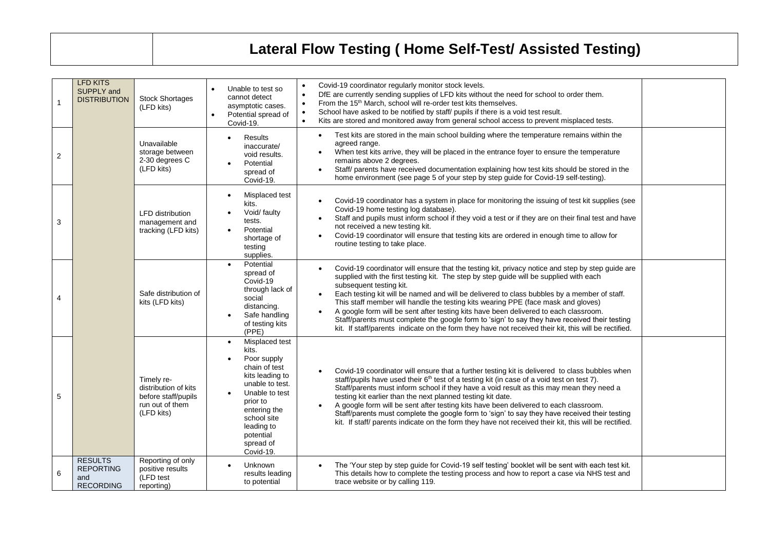# Lateral Flow Testing ( Home Self-Test/ Assisted Testing)

| | | | | | |
|---|---|---|---|---|---|
| 1 | LFD KITS SUPPLY and DISTRIBUTION | Stock Shortages (LFD kits) | • Unable to test so cannot detect asymptotic cases.<br>• Potential spread of Covid-19. | • Covid-19 coordinator regularly monitor stock levels.<br>• DfE are currently sending supplies of LFD kits without the need for school to order them.<br>• From the 15th March, school will re-order test kits themselves.<br>• School have asked to be notified by staff/ pupils if there is a void test result.<br>• Kits are stored and monitored away from general school access to prevent misplaced tests. | |
| 2 | | Unavailable storage between 2-30 degrees C (LFD kits) | • Results inaccurate/ void results.<br>• Potential spread of Covid-19. | • Test kits are stored in the main school building where the temperature remains within the agreed range.<br>• When test kits arrive, they will be placed in the entrance foyer to ensure the temperature remains above 2 degrees.<br>• Staff/ parents have received documentation explaining how test kits should be stored in the home environment (see page 5 of your step by step guide for Covid-19 self-testing). | |
| 3 | | LFD distribution management and tracking (LFD kits) | • Misplaced test kits.<br>• Void/ faulty tests.<br>• Potential shortage of testing supplies. | • Covid-19 coordinator has a system in place for monitoring the issuing of test kit supplies (see Covid-19 home testing log database).<br>• Staff and pupils must inform school if they void a test or if they are on their final test and have not received a new testing kit.<br>• Covid-19 coordinator will ensure that testing kits are ordered in enough time to allow for routine testing to take place. | |
| 4 | | Safe distribution of kits (LFD kits) | • Potential spread of Covid-19 through lack of social distancing.<br>• Safe handling of testing kits (PPE) | • Covid-19 coordinator will ensure that the testing kit, privacy notice and step by step guide are supplied with the first testing kit. The step by step guide will be supplied with each subsequent testing kit.<br>• Each testing kit will be named and will be delivered to class bubbles by a member of staff. This staff member will handle the testing kits wearing PPE (face mask and gloves)<br>• A google form will be sent after testing kits have been delivered to each classroom. Staff/parents must complete the google form to 'sign' to say they have received their testing kit. If staff/parents indicate on the form they have not received their kit, this will be rectified. | |
| 5 | | Timely re-distribution of kits before staff/pupils run out of them (LFD kits) | • Misplaced test kits.<br>• Poor supply chain of test kits leading to unable to test.<br>• Unable to test prior to entering the school site leading to potential spread of Covid-19. | • Covid-19 coordinator will ensure that a further testing kit is delivered to class bubbles when staff/pupils have used their 6th test of a testing kit (in case of a void test on test 7). Staff/parents must inform school if they have a void result as this may mean they need a testing kit earlier than the next planned testing kit date.<br>• A google form will be sent after testing kits have been delivered to each classroom. Staff/parents must complete the google form to 'sign' to say they have received their testing kit. If staff/ parents indicate on the form they have not received their kit, this will be rectified. | |
| 6 | RESULTS REPORTING and RECORDING | Reporting of only positive results (LFD test reporting) | • Unknown results leading to potential | • The 'Your step by step guide for Covid-19 self testing' booklet will be sent with each test kit. This details how to complete the testing process and how to report a case via NHS test and trace website or by calling 119. | |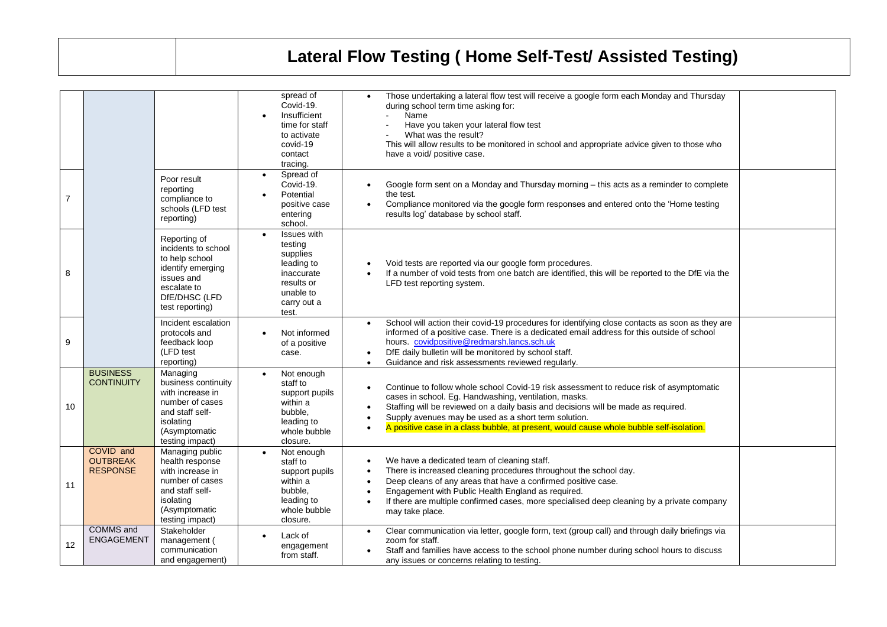# Lateral Flow Testing ( Home Self-Test/ Assisted Testing)

| | | | | | |
|---|---|---|---|---|---|
| | | | • spread of Covid-19.<br>• Insufficient time for staff to activate covid-19 contact tracing. | • Those undertaking a lateral flow test will receive a google form each Monday and Thursday during school term time asking for:<br>- Name<br>- Have you taken your lateral flow test<br>- What was the result?<br>This will allow results to be monitored in school and appropriate advice given to those who have a void/ positive case. | |
| 7 | | Poor result reporting compliance to schools (LFD test reporting) | • Spread of Covid-19.<br>• Potential positive case entering school. | • Google form sent on a Monday and Thursday morning – this acts as a reminder to complete the test.<br>• Compliance monitored via the google form responses and entered onto the 'Home testing results log' database by school staff. | |
| 8 | | Reporting of incidents to school to help school identify emerging issues and escalate to DfE/DHSC (LFD test reporting) | • Issues with testing supplies leading to inaccurate results or unable to carry out a test. | • Void tests are reported via our google form procedures.<br>• If a number of void tests from one batch are identified, this will be reported to the DfE via the LFD test reporting system. | |
| 9 | | Incident escalation protocols and feedback loop (LFD test reporting) | • Not informed of a positive case. | • School will action their covid-19 procedures for identifying close contacts as soon as they are informed of a positive case. There is a dedicated email address for this outside of school hours. covidpositive@redmarsh.lancs.sch.uk<br>• DfE daily bulletin will be monitored by school staff.<br>• Guidance and risk assessments reviewed regularly. | |
| 10 | BUSINESS CONTINUITY | Managing business continuity with increase in number of cases and staff self-isolating (Asymptomatic testing impact) | • Not enough staff to support pupils within a bubble, leading to whole bubble closure. | • Continue to follow whole school Covid-19 risk assessment to reduce risk of asymptomatic cases in school. Eg. Handwashing, ventilation, masks.<br>• Staffing will be reviewed on a daily basis and decisions will be made as required.<br>• Supply avenues may be used as a short term solution.<br>• A positive case in a class bubble, at present, would cause whole bubble self-isolation. | |
| 11 | COVID and OUTBREAK RESPONSE | Managing public health response with increase in number of cases and staff self-isolating (Asymptomatic testing impact) | • Not enough staff to support pupils within a bubble, leading to whole bubble closure. | • We have a dedicated team of cleaning staff.<br>• There is increased cleaning procedures throughout the school day.<br>• Deep cleans of any areas that have a confirmed positive case.<br>• Engagement with Public Health England as required.<br>• If there are multiple confirmed cases, more specialised deep cleaning by a private company may take place. | |
| 12 | COMMS and ENGAGEMENT | Stakeholder management ( communication and engagement) | • Lack of engagement from staff. | • Clear communication via letter, google form, text (group call) and through daily briefings via zoom for staff.<br>• Staff and families have access to the school phone number during school hours to discuss any issues or concerns relating to testing. | |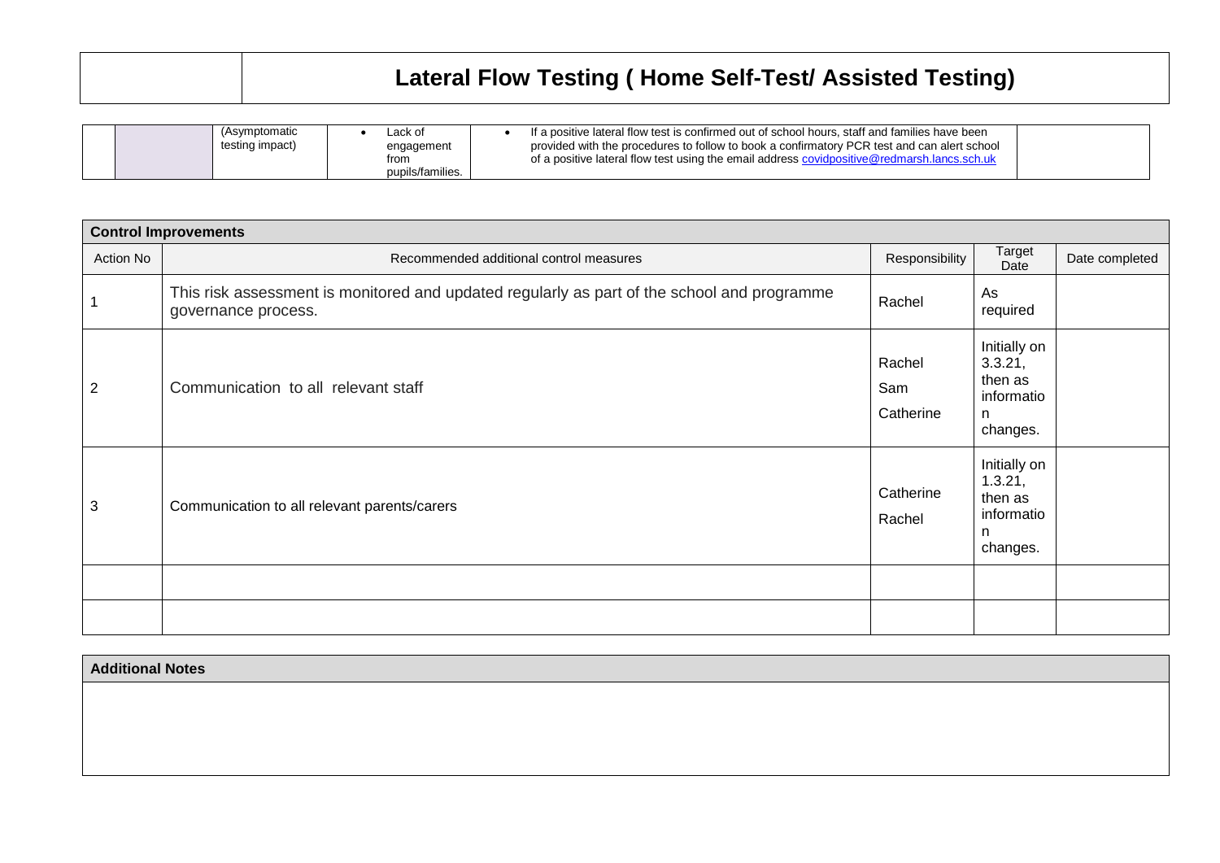# Lateral Flow Testing ( Home Self-Test/ Assisted Testing)

| | | | | | |
|---|---|---|---|---|---|
| | | (Asymptomatic testing impact) | • Lack of engagement from pupils/families. | • If a positive lateral flow test is confirmed out of school hours, staff and families have been provided with the procedures to follow to book a confirmatory PCR test and can alert school of a positive lateral flow test using the email address covidpositive@redmarsh.lancs.sch.uk | |

| **Control Improvements** | | | | |
|---|---|---|---|---|
| Action No | Recommended additional control measures | Responsibility | Target Date | Date completed |
| 1 | This risk assessment is monitored and updated regularly as part of the school and programme governance process. | Rachel | As required | |
| 2 | Communication to all relevant staff | Rachel<br>Sam<br>Catherine | Initially on 3.3.21, then as information changes. | |
| 3 | Communication to all relevant parents/carers | Catherine<br>Rachel | Initially on 1.3.21, then as information changes. | |
| | | | | |
| | | | | |

| **Additional Notes** |
|---|
| |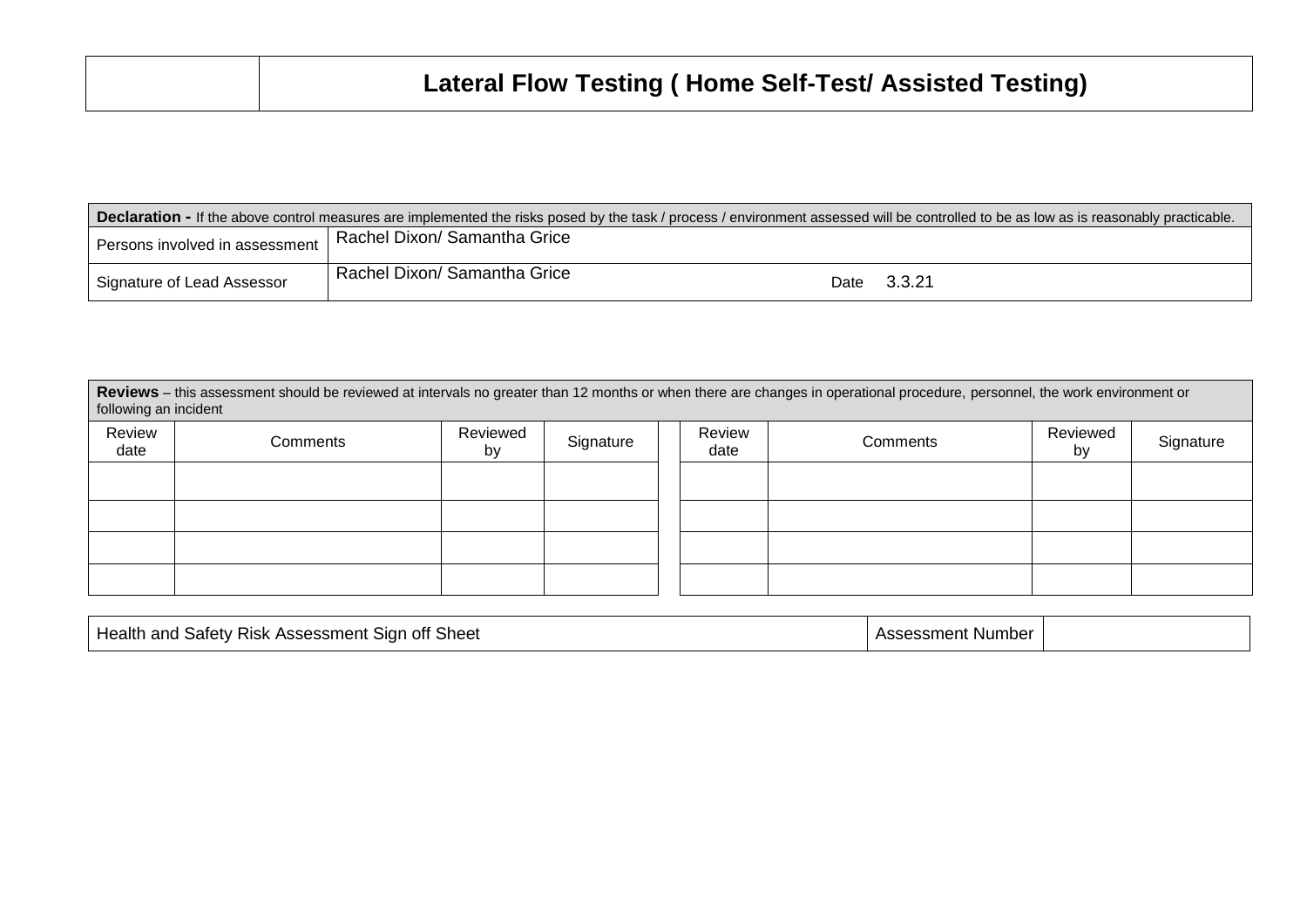| | Lateral Flow Testing ( Home Self-Test/ Assisted Testing) |
|---|---|

| **Declaration -** If the above control measures are implemented the risks posed by the task / process / environment assessed will be controlled to be as low as is reasonably practicable. | | | |
|---|---|---|---|
| Persons involved in assessment | Rachel Dixon/ Samantha Grice | | |
| Signature of Lead Assessor | Rachel Dixon/ Samantha Grice | Date | 3.3.21 |

**Reviews** – this assessment should be reviewed at intervals no greater than 12 months or when there are changes in operational procedure, personnel, the work environment or following an incident

| Review date | Comments | Reviewed by | Signature | | Review date | Comments | Reviewed by | Signature |
|---|---|---|---|---|---|---|---|---|
| | | | | | | | | |
| | | | | | | | | |
| | | | | | | | | |
| | | | | | | | | |

| Health and Safety Risk Assessment Sign off Sheet | Assessment Number | |
|---|---|---|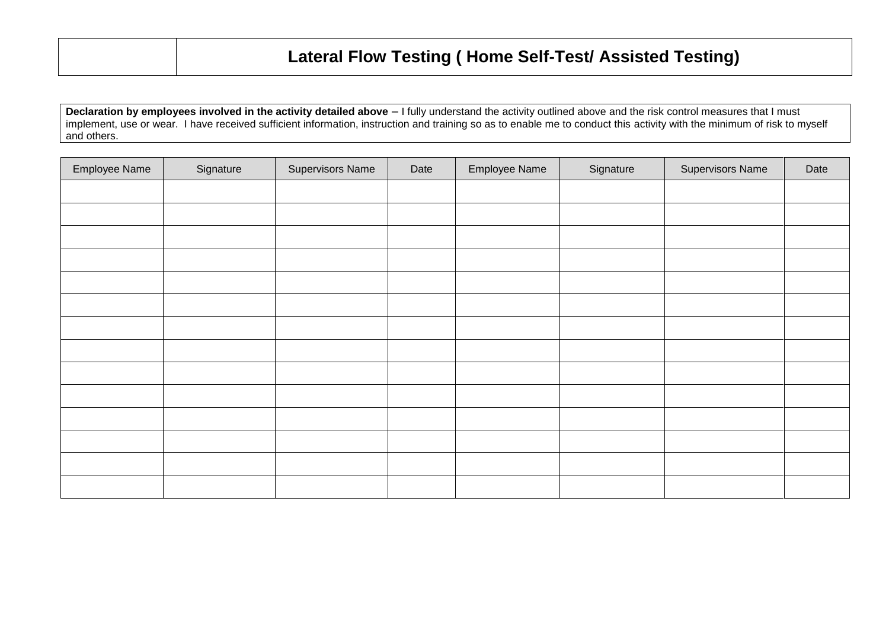| | Lateral Flow Testing ( Home Self-Test/ Assisted Testing) |
|---|---|

**Declaration by employees involved in the activity detailed above** – I fully understand the activity outlined above and the risk control measures that I must implement, use or wear. I have received sufficient information, instruction and training so as to enable me to conduct this activity with the minimum of risk to myself and others.

| Employee Name | Signature | Supervisors Name | Date | Employee Name | Signature | Supervisors Name | Date |
|---|---|---|---|---|---|---|---|
| | | | | | | | |
| | | | | | | | |
| | | | | | | | |
| | | | | | | | |
| | | | | | | | |
| | | | | | | | |
| | | | | | | | |
| | | | | | | | |
| | | | | | | | |
| | | | | | | | |
| | | | | | | | |
| | | | | | | | |
| | | | | | | | |
| | | | | | | | |